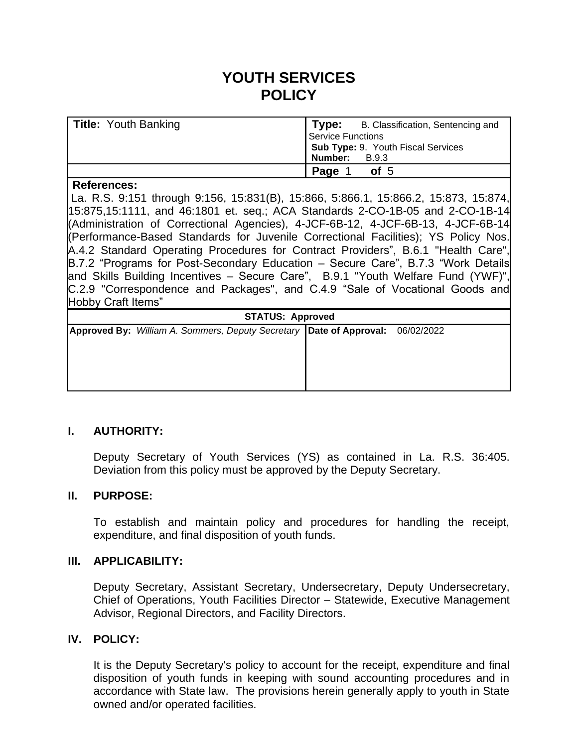# YOUTH SERVICES POLICY

| **Title:** Youth Banking | **Type:** B. Classification, Sentencing and Service Functions<br>**Sub Type:** 9. Youth Fiscal Services<br>**Number:** B.9.3 |
|---|---|
| | **Page** 1 **of** 5 |

**References:**
La. R.S. 9:151 through 9:156, 15:831(B), 15:866, 5:866.1, 15:866.2, 15:873, 15:874, 15:875,15:1111, and 46:1801 et. seq.; ACA Standards 2-CO-1B-05 and 2-CO-1B-14 (Administration of Correctional Agencies), 4-JCF-6B-12, 4-JCF-6B-13, 4-JCF-6B-14 (Performance-Based Standards for Juvenile Correctional Facilities); YS Policy Nos. A.4.2 Standard Operating Procedures for Contract Providers", B.6.1 "Health Care", B.7.2 "Programs for Post-Secondary Education – Secure Care", B.7.3 "Work Details and Skills Building Incentives – Secure Care", B.9.1 "Youth Welfare Fund (YWF)", C.2.9 "Correspondence and Packages", and C.4.9 "Sale of Vocational Goods and Hobby Craft Items"

**STATUS: Approved**

| **Approved By:** *William A. Sommers, Deputy Secretary* | **Date of Approval:** 06/02/2022 |
|---|---|

## I. AUTHORITY:

Deputy Secretary of Youth Services (YS) as contained in La. R.S. 36:405. Deviation from this policy must be approved by the Deputy Secretary.

## II. PURPOSE:

To establish and maintain policy and procedures for handling the receipt, expenditure, and final disposition of youth funds.

## III. APPLICABILITY:

Deputy Secretary, Assistant Secretary, Undersecretary, Deputy Undersecretary, Chief of Operations, Youth Facilities Director – Statewide, Executive Management Advisor, Regional Directors, and Facility Directors.

## IV. POLICY:

It is the Deputy Secretary's policy to account for the receipt, expenditure and final disposition of youth funds in keeping with sound accounting procedures and in accordance with State law. The provisions herein generally apply to youth in State owned and/or operated facilities.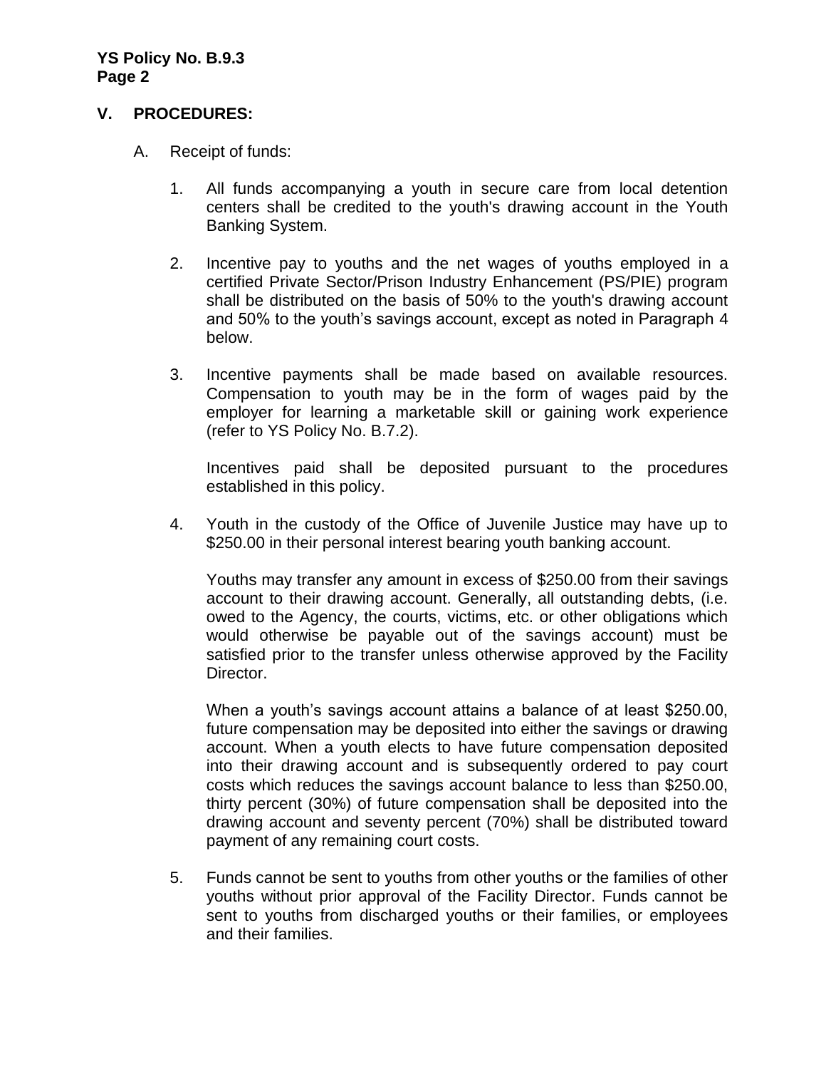## V. PROCEDURES:

A. Receipt of funds:

1. All funds accompanying a youth in secure care from local detention centers shall be credited to the youth's drawing account in the Youth Banking System.

2. Incentive pay to youths and the net wages of youths employed in a certified Private Sector/Prison Industry Enhancement (PS/PIE) program shall be distributed on the basis of 50% to the youth's drawing account and 50% to the youth's savings account, except as noted in Paragraph 4 below.

3. Incentive payments shall be made based on available resources. Compensation to youth may be in the form of wages paid by the employer for learning a marketable skill or gaining work experience (refer to YS Policy No. B.7.2).

   Incentives paid shall be deposited pursuant to the procedures established in this policy.

4. Youth in the custody of the Office of Juvenile Justice may have up to $250.00 in their personal interest bearing youth banking account.

   Youths may transfer any amount in excess of $250.00 from their savings account to their drawing account. Generally, all outstanding debts, (i.e. owed to the Agency, the courts, victims, etc. or other obligations which would otherwise be payable out of the savings account) must be satisfied prior to the transfer unless otherwise approved by the Facility Director.

   When a youth's savings account attains a balance of at least $250.00, future compensation may be deposited into either the savings or drawing account. When a youth elects to have future compensation deposited into their drawing account and is subsequently ordered to pay court costs which reduces the savings account balance to less than $250.00, thirty percent (30%) of future compensation shall be deposited into the drawing account and seventy percent (70%) shall be distributed toward payment of any remaining court costs.

5. Funds cannot be sent to youths from other youths or the families of other youths without prior approval of the Facility Director. Funds cannot be sent to youths from discharged youths or their families, or employees and their families.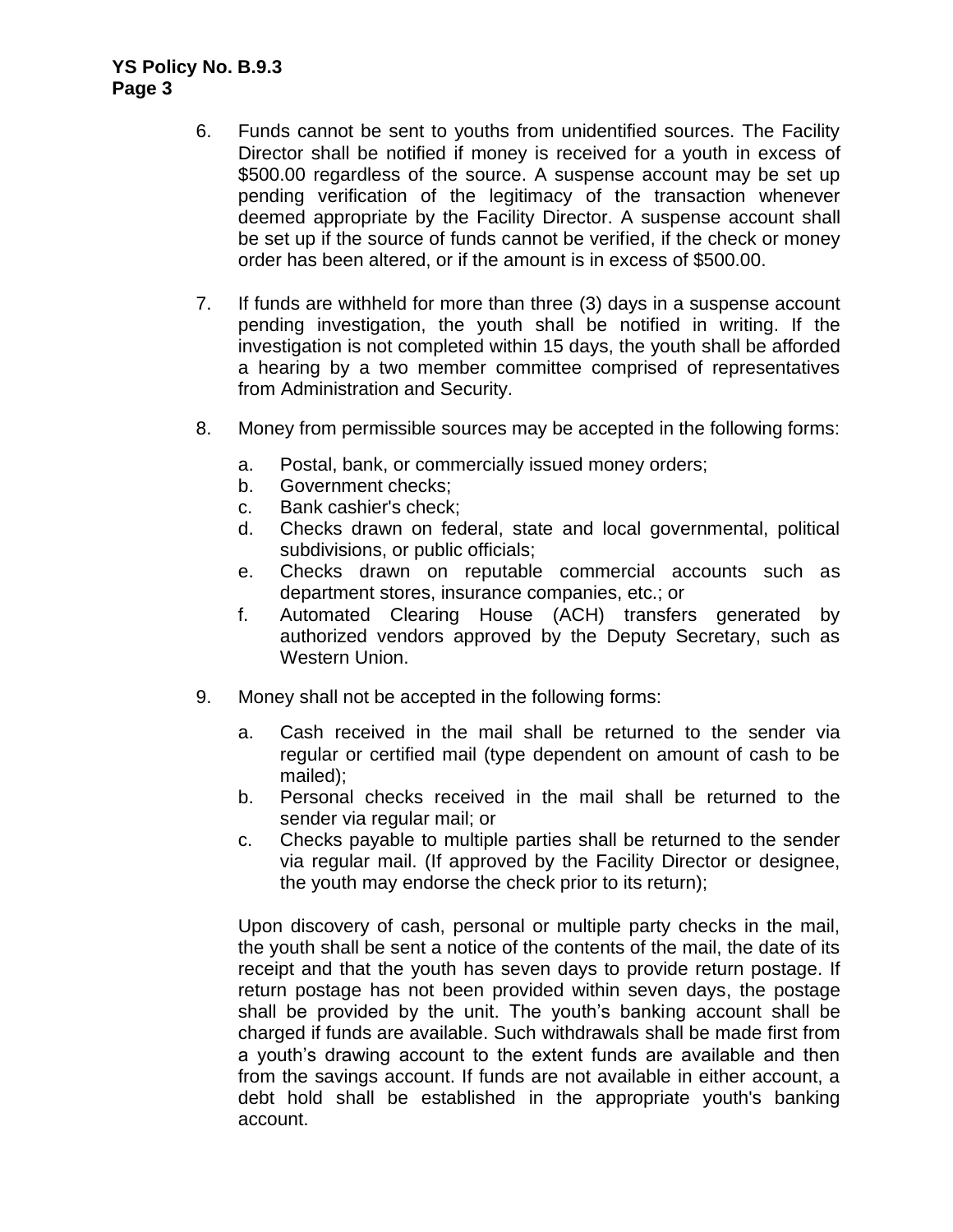6. Funds cannot be sent to youths from unidentified sources. The Facility Director shall be notified if money is received for a youth in excess of $500.00 regardless of the source. A suspense account may be set up pending verification of the legitimacy of the transaction whenever deemed appropriate by the Facility Director. A suspense account shall be set up if the source of funds cannot be verified, if the check or money order has been altered, or if the amount is in excess of $500.00.

7. If funds are withheld for more than three (3) days in a suspense account pending investigation, the youth shall be notified in writing. If the investigation is not completed within 15 days, the youth shall be afforded a hearing by a two member committee comprised of representatives from Administration and Security.

8. Money from permissible sources may be accepted in the following forms:

   a. Postal, bank, or commercially issued money orders;
   b. Government checks;
   c. Bank cashier's check;
   d. Checks drawn on federal, state and local governmental, political subdivisions, or public officials;
   e. Checks drawn on reputable commercial accounts such as department stores, insurance companies, etc.; or
   f. Automated Clearing House (ACH) transfers generated by authorized vendors approved by the Deputy Secretary, such as Western Union.

9. Money shall not be accepted in the following forms:

   a. Cash received in the mail shall be returned to the sender via regular or certified mail (type dependent on amount of cash to be mailed);
   b. Personal checks received in the mail shall be returned to the sender via regular mail; or
   c. Checks payable to multiple parties shall be returned to the sender via regular mail. (If approved by the Facility Director or designee, the youth may endorse the check prior to its return);

   Upon discovery of cash, personal or multiple party checks in the mail, the youth shall be sent a notice of the contents of the mail, the date of its receipt and that the youth has seven days to provide return postage. If return postage has not been provided within seven days, the postage shall be provided by the unit. The youth's banking account shall be charged if funds are available. Such withdrawals shall be made first from a youth's drawing account to the extent funds are available and then from the savings account. If funds are not available in either account, a debt hold shall be established in the appropriate youth's banking account.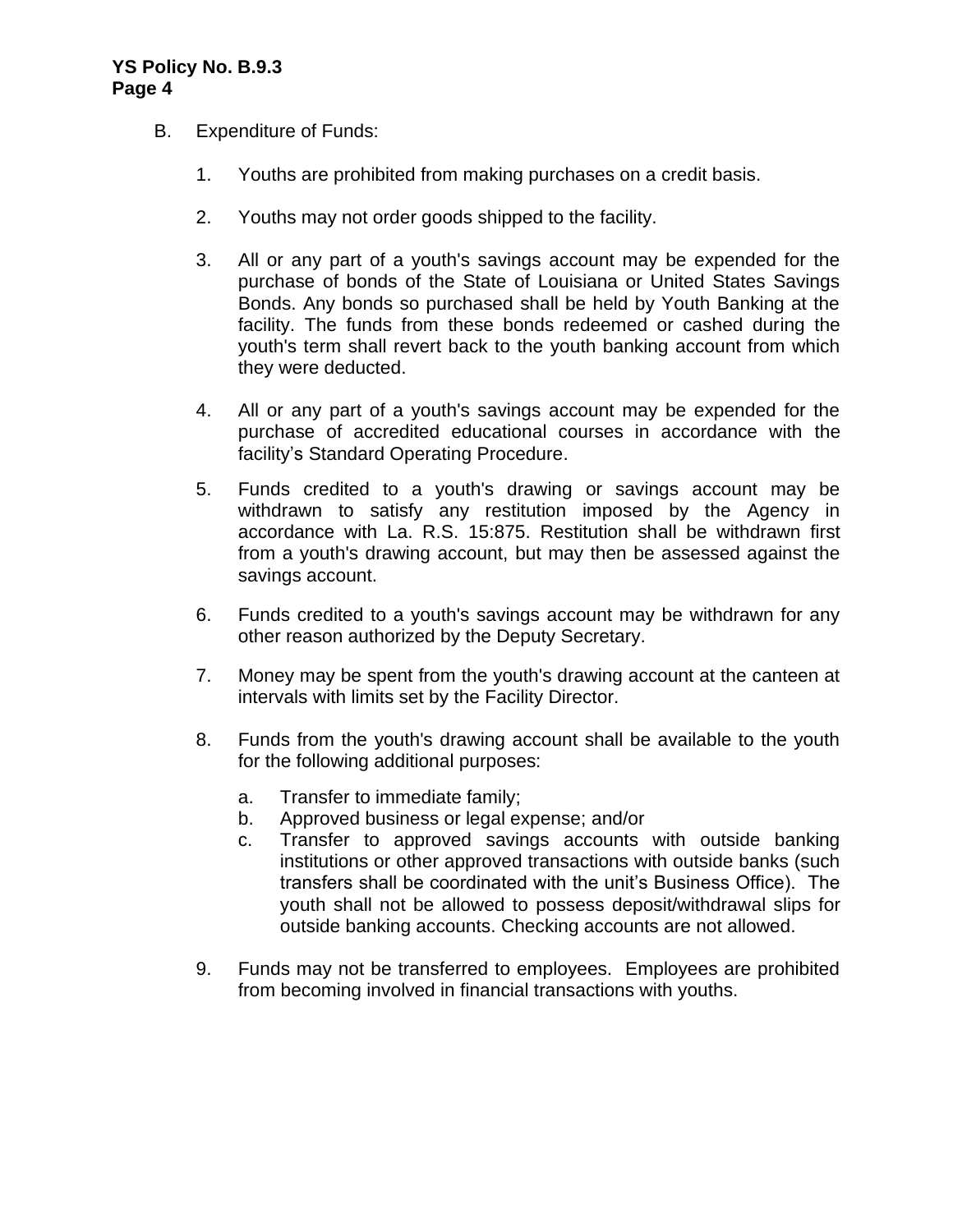B. Expenditure of Funds:

1. Youths are prohibited from making purchases on a credit basis.

2. Youths may not order goods shipped to the facility.

3. All or any part of a youth's savings account may be expended for the purchase of bonds of the State of Louisiana or United States Savings Bonds. Any bonds so purchased shall be held by Youth Banking at the facility. The funds from these bonds redeemed or cashed during the youth's term shall revert back to the youth banking account from which they were deducted.

4. All or any part of a youth's savings account may be expended for the purchase of accredited educational courses in accordance with the facility's Standard Operating Procedure.

5. Funds credited to a youth's drawing or savings account may be withdrawn to satisfy any restitution imposed by the Agency in accordance with La. R.S. 15:875. Restitution shall be withdrawn first from a youth's drawing account, but may then be assessed against the savings account.

6. Funds credited to a youth's savings account may be withdrawn for any other reason authorized by the Deputy Secretary.

7. Money may be spent from the youth's drawing account at the canteen at intervals with limits set by the Facility Director.

8. Funds from the youth's drawing account shall be available to the youth for the following additional purposes:

   a. Transfer to immediate family;
   b. Approved business or legal expense; and/or
   c. Transfer to approved savings accounts with outside banking institutions or other approved transactions with outside banks (such transfers shall be coordinated with the unit's Business Office). The youth shall not be allowed to possess deposit/withdrawal slips for outside banking accounts. Checking accounts are not allowed.

9. Funds may not be transferred to employees. Employees are prohibited from becoming involved in financial transactions with youths.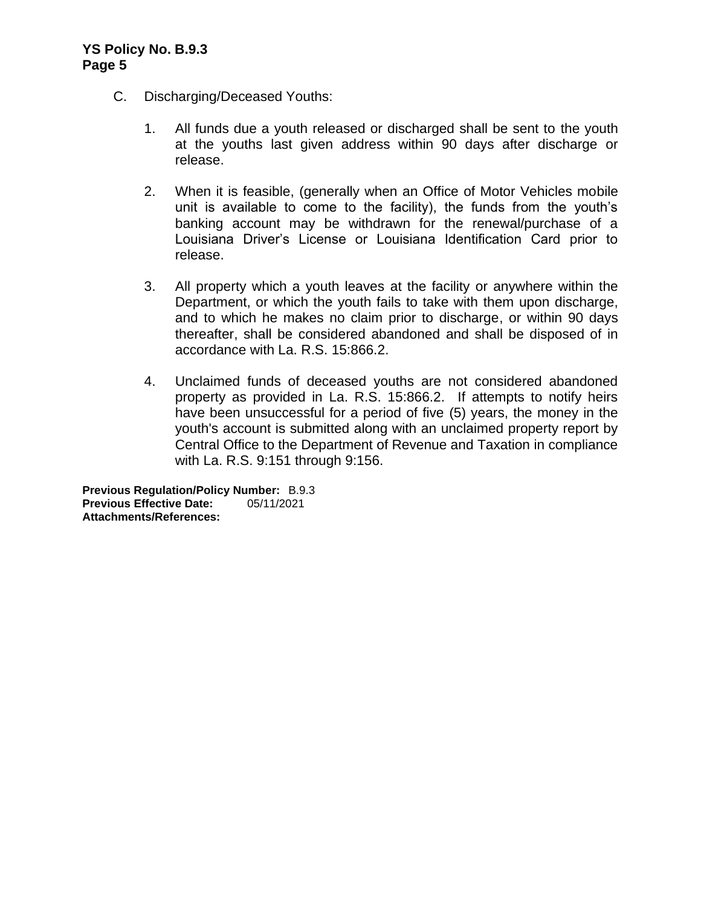C. Discharging/Deceased Youths:

1. All funds due a youth released or discharged shall be sent to the youth at the youths last given address within 90 days after discharge or release.

2. When it is feasible, (generally when an Office of Motor Vehicles mobile unit is available to come to the facility), the funds from the youth's banking account may be withdrawn for the renewal/purchase of a Louisiana Driver's License or Louisiana Identification Card prior to release.

3. All property which a youth leaves at the facility or anywhere within the Department, or which the youth fails to take with them upon discharge, and to which he makes no claim prior to discharge, or within 90 days thereafter, shall be considered abandoned and shall be disposed of in accordance with La. R.S. 15:866.2.

4. Unclaimed funds of deceased youths are not considered abandoned property as provided in La. R.S. 15:866.2. If attempts to notify heirs have been unsuccessful for a period of five (5) years, the money in the youth's account is submitted along with an unclaimed property report by Central Office to the Department of Revenue and Taxation in compliance with La. R.S. 9:151 through 9:156.

**Previous Regulation/Policy Number:** B.9.3
**Previous Effective Date:** 05/11/2021
**Attachments/References:**